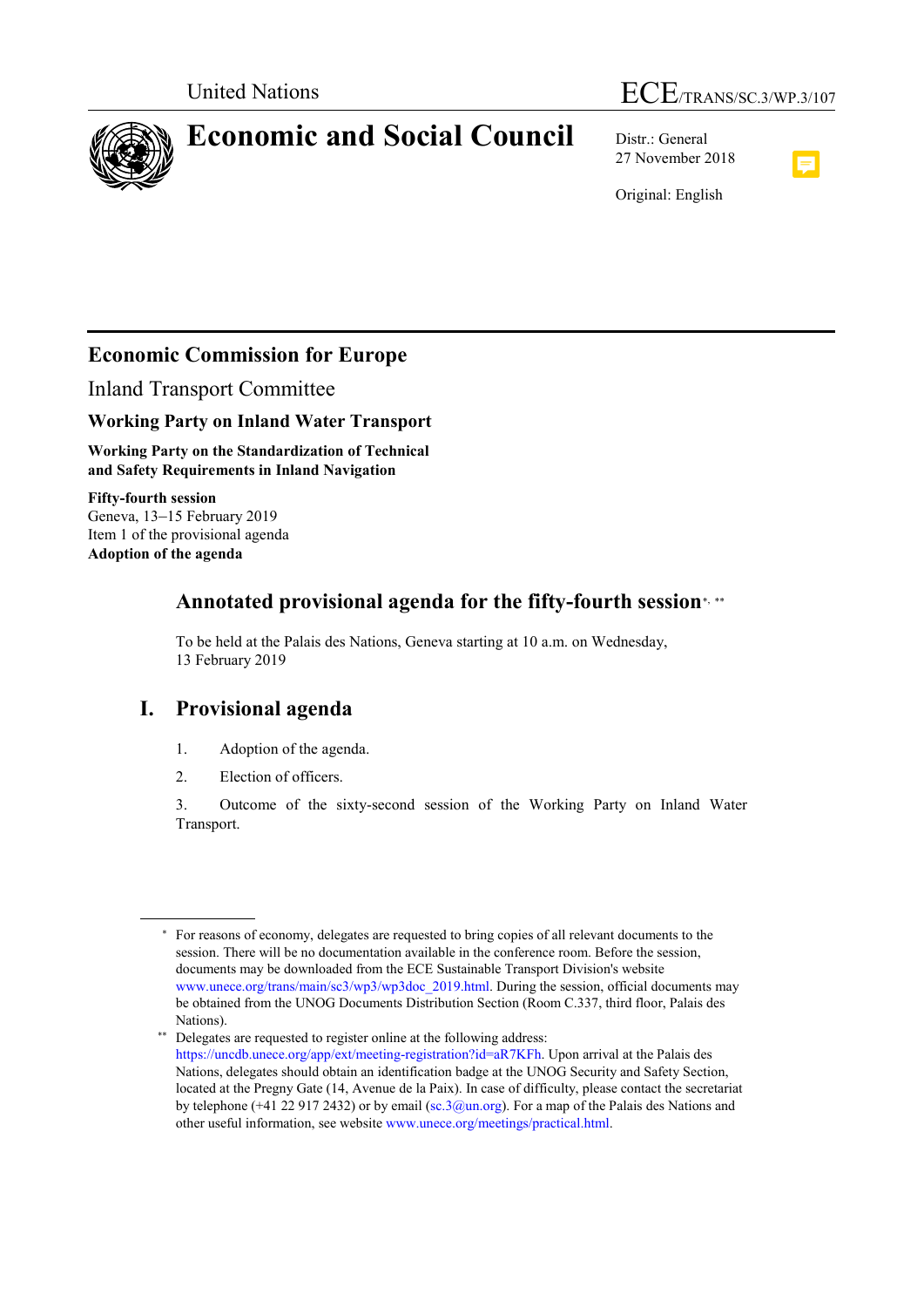United Nations

ECE/TRANS/SC.3/WP.3/107

# Economic and Social Council

Distr.: General
27 November 2018

Original: English

## Economic Commission for Europe

Inland Transport Committee

### Working Party on Inland Water Transport

**Working Party on the Standardization of Technical and Safety Requirements in Inland Navigation**

**Fifty-fourth session**
Geneva, 13–15 February 2019
Item 1 of the provisional agenda
**Adoption of the agenda**

## Annotated provisional agenda for the fifty-fourth session*, **

To be held at the Palais des Nations, Geneva starting at 10 a.m. on Wednesday, 13 February 2019

## I. Provisional agenda

1. Adoption of the agenda.
2. Election of officers.
3. Outcome of the sixty-second session of the Working Party on Inland Water Transport.

---

* For reasons of economy, delegates are requested to bring copies of all relevant documents to the session. There will be no documentation available in the conference room. Before the session, documents may be downloaded from the ECE Sustainable Transport Division's website www.unece.org/trans/main/sc3/wp3/wp3doc_2019.html. During the session, official documents may be obtained from the UNOG Documents Distribution Section (Room C.337, third floor, Palais des Nations).

** Delegates are requested to register online at the following address: https://uncdb.unece.org/app/ext/meeting-registration?id=aR7KFh. Upon arrival at the Palais des Nations, delegates should obtain an identification badge at the UNOG Security and Safety Section, located at the Pregny Gate (14, Avenue de la Paix). In case of difficulty, please contact the secretariat by telephone (+41 22 917 2432) or by email (sc.3@un.org). For a map of the Palais des Nations and other useful information, see website www.unece.org/meetings/practical.html.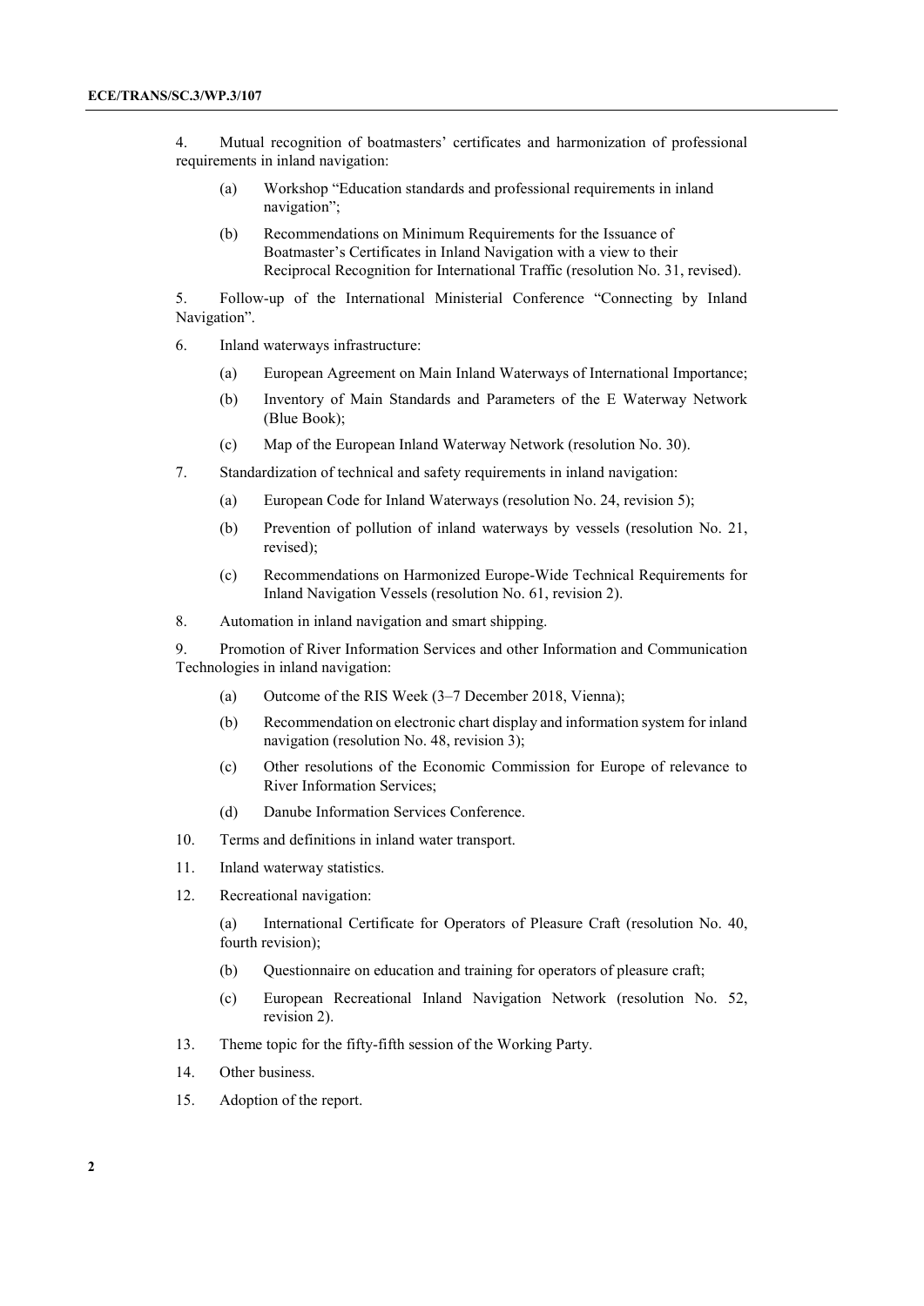4. Mutual recognition of boatmasters' certificates and harmonization of professional requirements in inland navigation:

   (a) Workshop "Education standards and professional requirements in inland navigation";

   (b) Recommendations on Minimum Requirements for the Issuance of Boatmaster's Certificates in Inland Navigation with a view to their Reciprocal Recognition for International Traffic (resolution No. 31, revised).

5. Follow-up of the International Ministerial Conference "Connecting by Inland Navigation".

6. Inland waterways infrastructure:

   (a) European Agreement on Main Inland Waterways of International Importance;

   (b) Inventory of Main Standards and Parameters of the E Waterway Network (Blue Book);

   (c) Map of the European Inland Waterway Network (resolution No. 30).

7. Standardization of technical and safety requirements in inland navigation:

   (a) European Code for Inland Waterways (resolution No. 24, revision 5);

   (b) Prevention of pollution of inland waterways by vessels (resolution No. 21, revised);

   (c) Recommendations on Harmonized Europe-Wide Technical Requirements for Inland Navigation Vessels (resolution No. 61, revision 2).

8. Automation in inland navigation and smart shipping.

9. Promotion of River Information Services and other Information and Communication Technologies in inland navigation:

   (a) Outcome of the RIS Week (3–7 December 2018, Vienna);

   (b) Recommendation on electronic chart display and information system for inland navigation (resolution No. 48, revision 3);

   (c) Other resolutions of the Economic Commission for Europe of relevance to River Information Services;

   (d) Danube Information Services Conference.

10. Terms and definitions in inland water transport.

11. Inland waterway statistics.

12. Recreational navigation:

   (a) International Certificate for Operators of Pleasure Craft (resolution No. 40, fourth revision);

   (b) Questionnaire on education and training for operators of pleasure craft;

   (c) European Recreational Inland Navigation Network (resolution No. 52, revision 2).

13. Theme topic for the fifty-fifth session of the Working Party.

14. Other business.

15. Adoption of the report.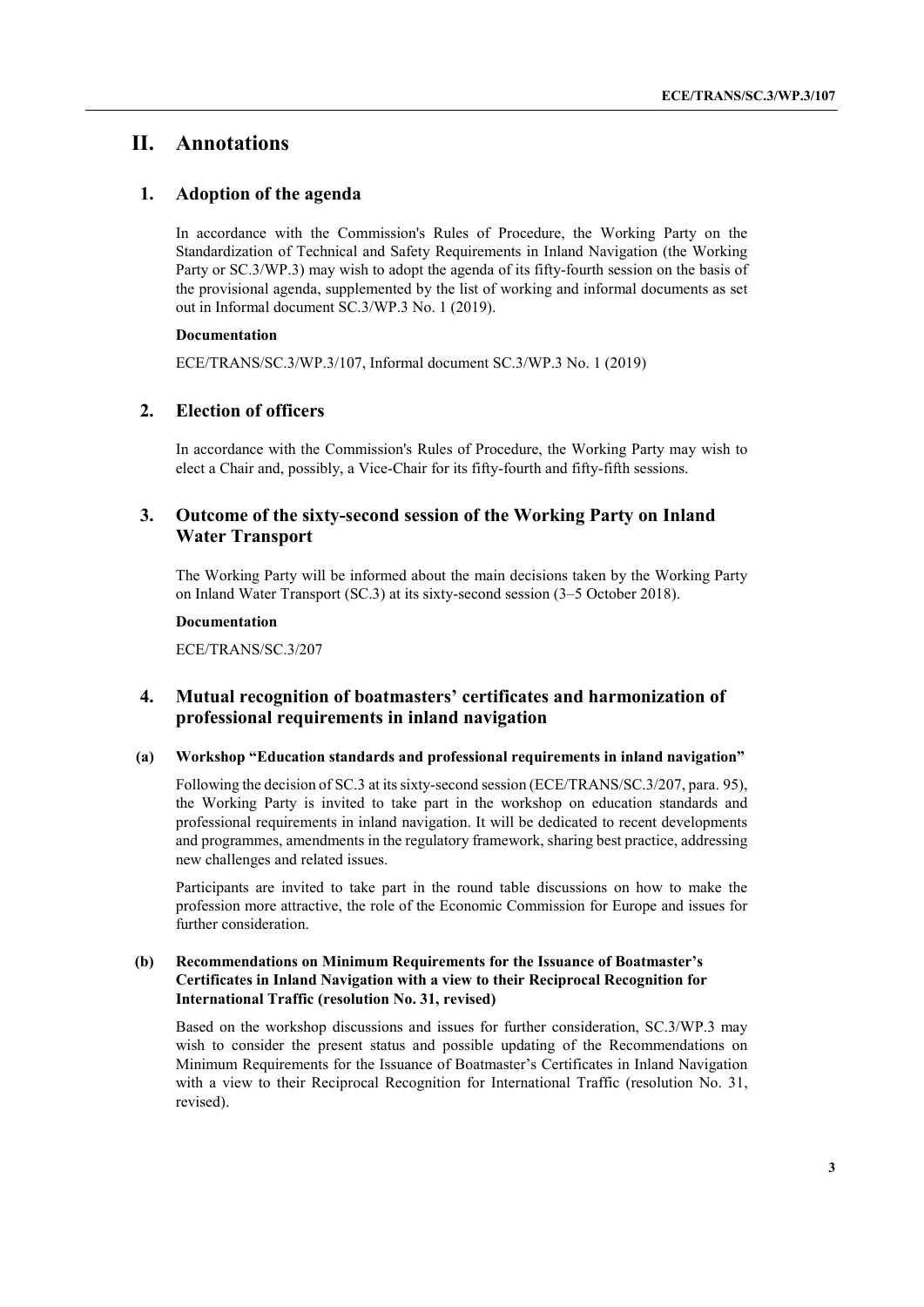# II. Annotations

## 1. Adoption of the agenda

In accordance with the Commission's Rules of Procedure, the Working Party on the Standardization of Technical and Safety Requirements in Inland Navigation (the Working Party or SC.3/WP.3) may wish to adopt the agenda of its fifty-fourth session on the basis of the provisional agenda, supplemented by the list of working and informal documents as set out in Informal document SC.3/WP.3 No. 1 (2019).

**Documentation**

ECE/TRANS/SC.3/WP.3/107, Informal document SC.3/WP.3 No. 1 (2019)

## 2. Election of officers

In accordance with the Commission's Rules of Procedure, the Working Party may wish to elect a Chair and, possibly, a Vice-Chair for its fifty-fourth and fifty-fifth sessions.

## 3. Outcome of the sixty-second session of the Working Party on Inland Water Transport

The Working Party will be informed about the main decisions taken by the Working Party on Inland Water Transport (SC.3) at its sixty-second session (3–5 October 2018).

**Documentation**

ECE/TRANS/SC.3/207

## 4. Mutual recognition of boatmasters' certificates and harmonization of professional requirements in inland navigation

### (a) Workshop "Education standards and professional requirements in inland navigation"

Following the decision of SC.3 at its sixty-second session (ECE/TRANS/SC.3/207, para. 95), the Working Party is invited to take part in the workshop on education standards and professional requirements in inland navigation. It will be dedicated to recent developments and programmes, amendments in the regulatory framework, sharing best practice, addressing new challenges and related issues.

Participants are invited to take part in the round table discussions on how to make the profession more attractive, the role of the Economic Commission for Europe and issues for further consideration.

### (b) Recommendations on Minimum Requirements for the Issuance of Boatmaster's Certificates in Inland Navigation with a view to their Reciprocal Recognition for International Traffic (resolution No. 31, revised)

Based on the workshop discussions and issues for further consideration, SC.3/WP.3 may wish to consider the present status and possible updating of the Recommendations on Minimum Requirements for the Issuance of Boatmaster's Certificates in Inland Navigation with a view to their Reciprocal Recognition for International Traffic (resolution No. 31, revised).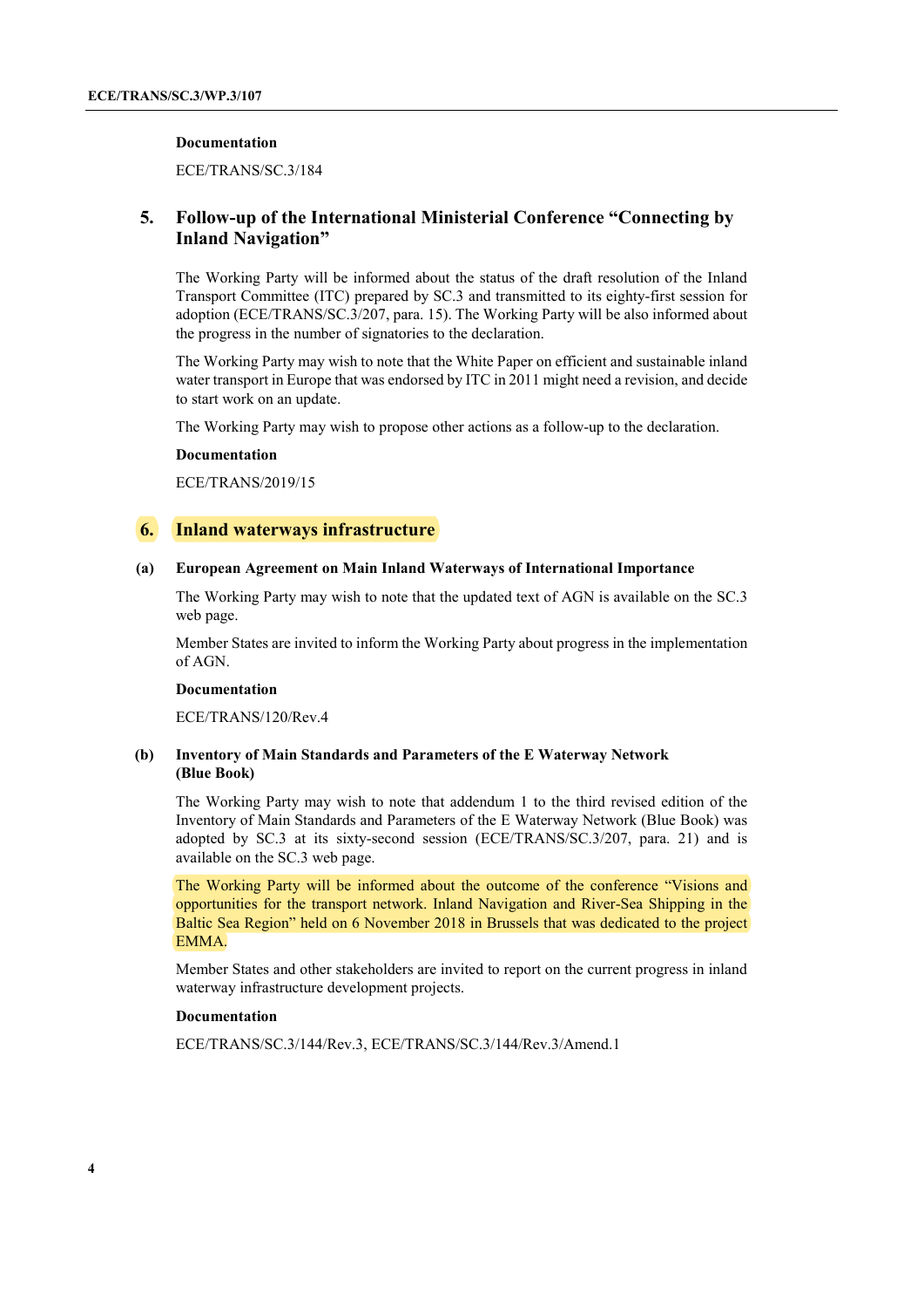**Documentation**

ECE/TRANS/SC.3/184

## 5. Follow-up of the International Ministerial Conference "Connecting by Inland Navigation"

The Working Party will be informed about the status of the draft resolution of the Inland Transport Committee (ITC) prepared by SC.3 and transmitted to its eighty-first session for adoption (ECE/TRANS/SC.3/207, para. 15). The Working Party will be also informed about the progress in the number of signatories to the declaration.

The Working Party may wish to note that the White Paper on efficient and sustainable inland water transport in Europe that was endorsed by ITC in 2011 might need a revision, and decide to start work on an update.

The Working Party may wish to propose other actions as a follow-up to the declaration.

**Documentation**

ECE/TRANS/2019/15

## 6. Inland waterways infrastructure

### (a) European Agreement on Main Inland Waterways of International Importance

The Working Party may wish to note that the updated text of AGN is available on the SC.3 web page.

Member States are invited to inform the Working Party about progress in the implementation of AGN.

**Documentation**

ECE/TRANS/120/Rev.4

### (b) Inventory of Main Standards and Parameters of the E Waterway Network (Blue Book)

The Working Party may wish to note that addendum 1 to the third revised edition of the Inventory of Main Standards and Parameters of the E Waterway Network (Blue Book) was adopted by SC.3 at its sixty-second session (ECE/TRANS/SC.3/207, para. 21) and is available on the SC.3 web page.

The Working Party will be informed about the outcome of the conference "Visions and opportunities for the transport network. Inland Navigation and River-Sea Shipping in the Baltic Sea Region" held on 6 November 2018 in Brussels that was dedicated to the project EMMA.

Member States and other stakeholders are invited to report on the current progress in inland waterway infrastructure development projects.

**Documentation**

ECE/TRANS/SC.3/144/Rev.3, ECE/TRANS/SC.3/144/Rev.3/Amend.1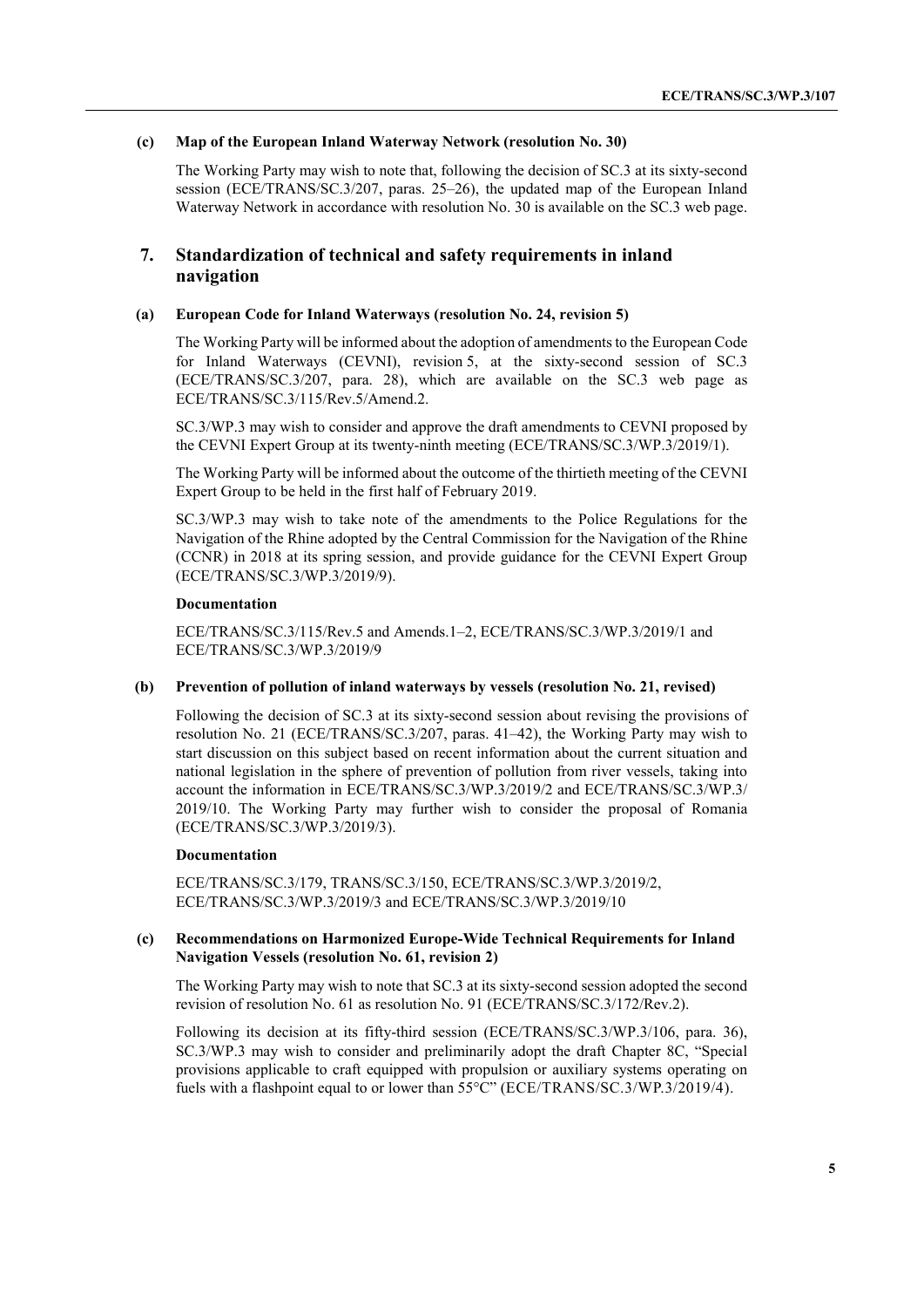### (c) Map of the European Inland Waterway Network (resolution No. 30)

The Working Party may wish to note that, following the decision of SC.3 at its sixty-second session (ECE/TRANS/SC.3/207, paras. 25–26), the updated map of the European Inland Waterway Network in accordance with resolution No. 30 is available on the SC.3 web page.

## 7. Standardization of technical and safety requirements in inland navigation

### (a) European Code for Inland Waterways (resolution No. 24, revision 5)

The Working Party will be informed about the adoption of amendments to the European Code for Inland Waterways (CEVNI), revision 5, at the sixty-second session of SC.3 (ECE/TRANS/SC.3/207, para. 28), which are available on the SC.3 web page as ECE/TRANS/SC.3/115/Rev.5/Amend.2.

SC.3/WP.3 may wish to consider and approve the draft amendments to CEVNI proposed by the CEVNI Expert Group at its twenty-ninth meeting (ECE/TRANS/SC.3/WP.3/2019/1).

The Working Party will be informed about the outcome of the thirtieth meeting of the CEVNI Expert Group to be held in the first half of February 2019.

SC.3/WP.3 may wish to take note of the amendments to the Police Regulations for the Navigation of the Rhine adopted by the Central Commission for the Navigation of the Rhine (CCNR) in 2018 at its spring session, and provide guidance for the CEVNI Expert Group (ECE/TRANS/SC.3/WP.3/2019/9).

**Documentation**

ECE/TRANS/SC.3/115/Rev.5 and Amends.1–2, ECE/TRANS/SC.3/WP.3/2019/1 and ECE/TRANS/SC.3/WP.3/2019/9

### (b) Prevention of pollution of inland waterways by vessels (resolution No. 21, revised)

Following the decision of SC.3 at its sixty-second session about revising the provisions of resolution No. 21 (ECE/TRANS/SC.3/207, paras. 41–42), the Working Party may wish to start discussion on this subject based on recent information about the current situation and national legislation in the sphere of prevention of pollution from river vessels, taking into account the information in ECE/TRANS/SC.3/WP.3/2019/2 and ECE/TRANS/SC.3/WP.3/2019/10. The Working Party may further wish to consider the proposal of Romania (ECE/TRANS/SC.3/WP.3/2019/3).

**Documentation**

ECE/TRANS/SC.3/179, TRANS/SC.3/150, ECE/TRANS/SC.3/WP.3/2019/2, ECE/TRANS/SC.3/WP.3/2019/3 and ECE/TRANS/SC.3/WP.3/2019/10

### (c) Recommendations on Harmonized Europe-Wide Technical Requirements for Inland Navigation Vessels (resolution No. 61, revision 2)

The Working Party may wish to note that SC.3 at its sixty-second session adopted the second revision of resolution No. 61 as resolution No. 91 (ECE/TRANS/SC.3/172/Rev.2).

Following its decision at its fifty-third session (ECE/TRANS/SC.3/WP.3/106, para. 36), SC.3/WP.3 may wish to consider and preliminarily adopt the draft Chapter 8C, "Special provisions applicable to craft equipped with propulsion or auxiliary systems operating on fuels with a flashpoint equal to or lower than 55°C" (ECE/TRANS/SC.3/WP.3/2019/4).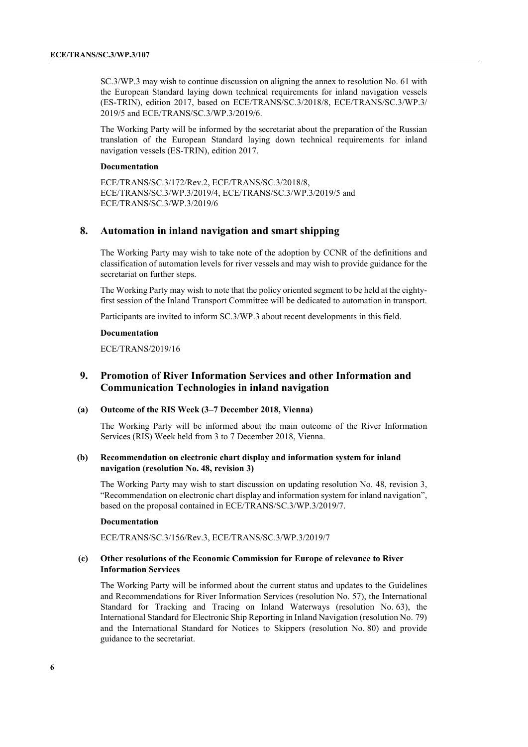SC.3/WP.3 may wish to continue discussion on aligning the annex to resolution No. 61 with the European Standard laying down technical requirements for inland navigation vessels (ES-TRIN), edition 2017, based on ECE/TRANS/SC.3/2018/8, ECE/TRANS/SC.3/WP.3/2019/5 and ECE/TRANS/SC.3/WP.3/2019/6.

The Working Party will be informed by the secretariat about the preparation of the Russian translation of the European Standard laying down technical requirements for inland navigation vessels (ES-TRIN), edition 2017.

**Documentation**

ECE/TRANS/SC.3/172/Rev.2, ECE/TRANS/SC.3/2018/8, ECE/TRANS/SC.3/WP.3/2019/4, ECE/TRANS/SC.3/WP.3/2019/5 and ECE/TRANS/SC.3/WP.3/2019/6

## 8. Automation in inland navigation and smart shipping

The Working Party may wish to take note of the adoption by CCNR of the definitions and classification of automation levels for river vessels and may wish to provide guidance for the secretariat on further steps.

The Working Party may wish to note that the policy oriented segment to be held at the eighty-first session of the Inland Transport Committee will be dedicated to automation in transport.

Participants are invited to inform SC.3/WP.3 about recent developments in this field.

**Documentation**

ECE/TRANS/2019/16

## 9. Promotion of River Information Services and other Information and Communication Technologies in inland navigation

### (a) Outcome of the RIS Week (3–7 December 2018, Vienna)

The Working Party will be informed about the main outcome of the River Information Services (RIS) Week held from 3 to 7 December 2018, Vienna.

### (b) Recommendation on electronic chart display and information system for inland navigation (resolution No. 48, revision 3)

The Working Party may wish to start discussion on updating resolution No. 48, revision 3, "Recommendation on electronic chart display and information system for inland navigation", based on the proposal contained in ECE/TRANS/SC.3/WP.3/2019/7.

**Documentation**

ECE/TRANS/SC.3/156/Rev.3, ECE/TRANS/SC.3/WP.3/2019/7

### (c) Other resolutions of the Economic Commission for Europe of relevance to River Information Services

The Working Party will be informed about the current status and updates to the Guidelines and Recommendations for River Information Services (resolution No. 57), the International Standard for Tracking and Tracing on Inland Waterways (resolution No. 63), the International Standard for Electronic Ship Reporting in Inland Navigation (resolution No. 79) and the International Standard for Notices to Skippers (resolution No. 80) and provide guidance to the secretariat.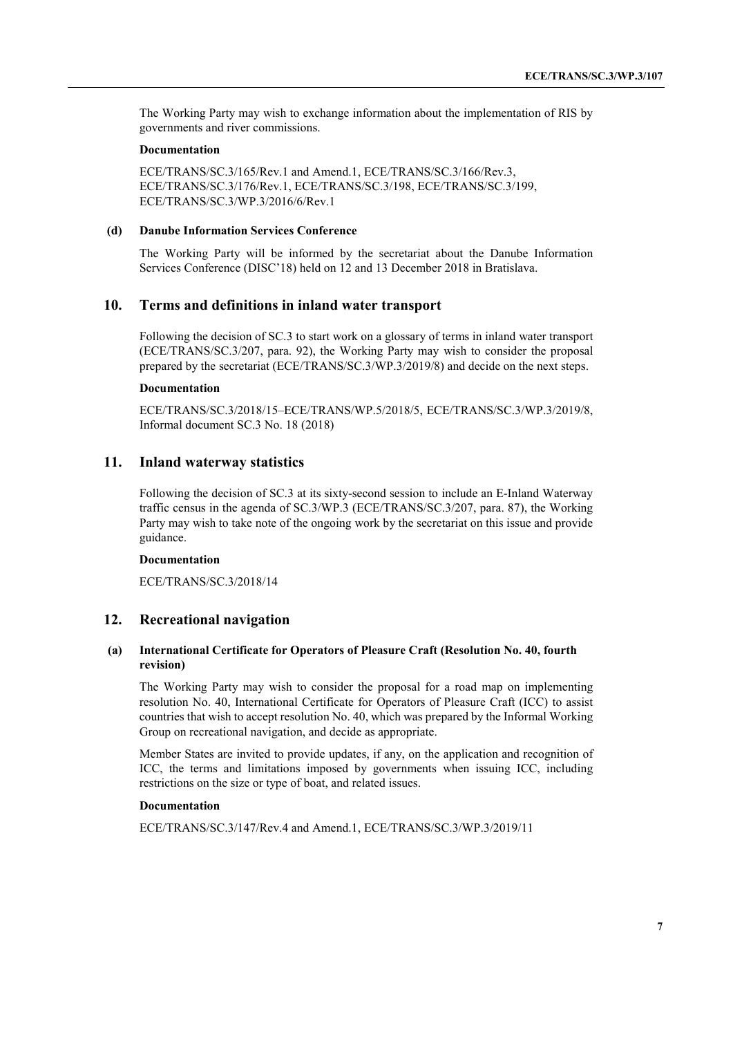The Working Party may wish to exchange information about the implementation of RIS by governments and river commissions.

**Documentation**

ECE/TRANS/SC.3/165/Rev.1 and Amend.1, ECE/TRANS/SC.3/166/Rev.3, ECE/TRANS/SC.3/176/Rev.1, ECE/TRANS/SC.3/198, ECE/TRANS/SC.3/199, ECE/TRANS/SC.3/WP.3/2016/6/Rev.1

### (d) Danube Information Services Conference

The Working Party will be informed by the secretariat about the Danube Information Services Conference (DISC'18) held on 12 and 13 December 2018 in Bratislava.

## 10. Terms and definitions in inland water transport

Following the decision of SC.3 to start work on a glossary of terms in inland water transport (ECE/TRANS/SC.3/207, para. 92), the Working Party may wish to consider the proposal prepared by the secretariat (ECE/TRANS/SC.3/WP.3/2019/8) and decide on the next steps.

**Documentation**

ECE/TRANS/SC.3/2018/15–ECE/TRANS/WP.5/2018/5, ECE/TRANS/SC.3/WP.3/2019/8, Informal document SC.3 No. 18 (2018)

## 11. Inland waterway statistics

Following the decision of SC.3 at its sixty-second session to include an E-Inland Waterway traffic census in the agenda of SC.3/WP.3 (ECE/TRANS/SC.3/207, para. 87), the Working Party may wish to take note of the ongoing work by the secretariat on this issue and provide guidance.

**Documentation**

ECE/TRANS/SC.3/2018/14

## 12. Recreational navigation

### (a) International Certificate for Operators of Pleasure Craft (Resolution No. 40, fourth revision)

The Working Party may wish to consider the proposal for a road map on implementing resolution No. 40, International Certificate for Operators of Pleasure Craft (ICC) to assist countries that wish to accept resolution No. 40, which was prepared by the Informal Working Group on recreational navigation, and decide as appropriate.

Member States are invited to provide updates, if any, on the application and recognition of ICC, the terms and limitations imposed by governments when issuing ICC, including restrictions on the size or type of boat, and related issues.

**Documentation**

ECE/TRANS/SC.3/147/Rev.4 and Amend.1, ECE/TRANS/SC.3/WP.3/2019/11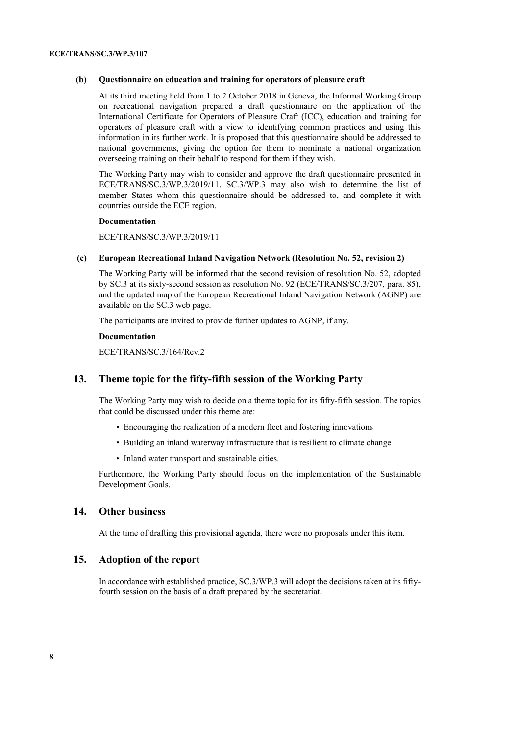### (b) Questionnaire on education and training for operators of pleasure craft

At its third meeting held from 1 to 2 October 2018 in Geneva, the Informal Working Group on recreational navigation prepared a draft questionnaire on the application of the International Certificate for Operators of Pleasure Craft (ICC), education and training for operators of pleasure craft with a view to identifying common practices and using this information in its further work. It is proposed that this questionnaire should be addressed to national governments, giving the option for them to nominate a national organization overseeing training on their behalf to respond for them if they wish.

The Working Party may wish to consider and approve the draft questionnaire presented in ECE/TRANS/SC.3/WP.3/2019/11. SC.3/WP.3 may also wish to determine the list of member States whom this questionnaire should be addressed to, and complete it with countries outside the ECE region.

**Documentation**

ECE/TRANS/SC.3/WP.3/2019/11

### (c) European Recreational Inland Navigation Network (Resolution No. 52, revision 2)

The Working Party will be informed that the second revision of resolution No. 52, adopted by SC.3 at its sixty-second session as resolution No. 92 (ECE/TRANS/SC.3/207, para. 85), and the updated map of the European Recreational Inland Navigation Network (AGNP) are available on the SC.3 web page.

The participants are invited to provide further updates to AGNP, if any.

**Documentation**

ECE/TRANS/SC.3/164/Rev.2

## 13. Theme topic for the fifty-fifth session of the Working Party

The Working Party may wish to decide on a theme topic for its fifty-fifth session. The topics that could be discussed under this theme are:

- Encouraging the realization of a modern fleet and fostering innovations
- Building an inland waterway infrastructure that is resilient to climate change
- Inland water transport and sustainable cities.

Furthermore, the Working Party should focus on the implementation of the Sustainable Development Goals.

## 14. Other business

At the time of drafting this provisional agenda, there were no proposals under this item.

## 15. Adoption of the report

In accordance with established practice, SC.3/WP.3 will adopt the decisions taken at its fifty-fourth session on the basis of a draft prepared by the secretariat.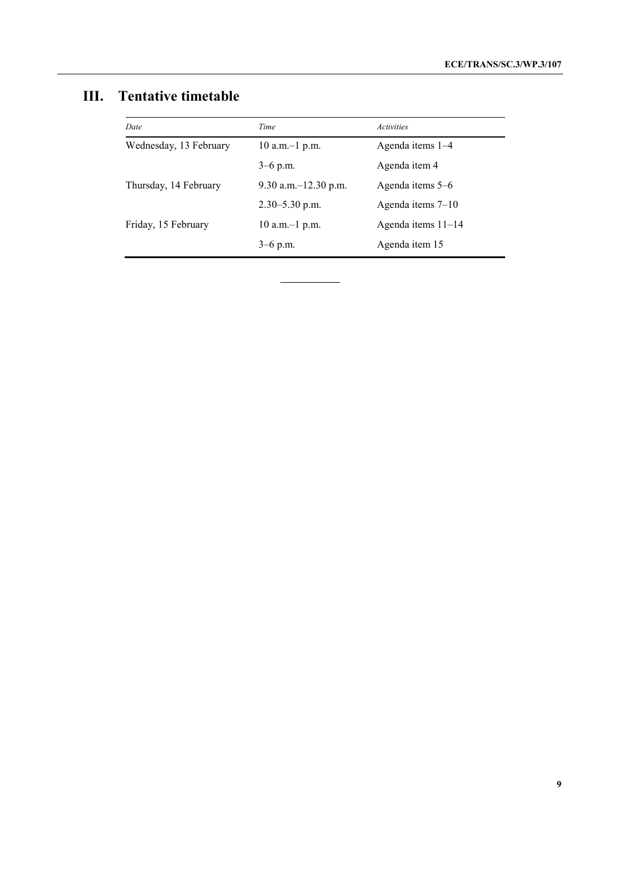# III. Tentative timetable

| *Date* | *Time* | *Activities* |
|---|---|---|
| Wednesday, 13 February | 10 a.m.–1 p.m. | Agenda items 1–4 |
| | 3–6 p.m. | Agenda item 4 |
| Thursday, 14 February | 9.30 a.m.–12.30 p.m. | Agenda items 5–6 |
| | 2.30–5.30 p.m. | Agenda items 7–10 |
| Friday, 15 February | 10 a.m.–1 p.m. | Agenda items 11–14 |
| | 3–6 p.m. | Agenda item 15 |